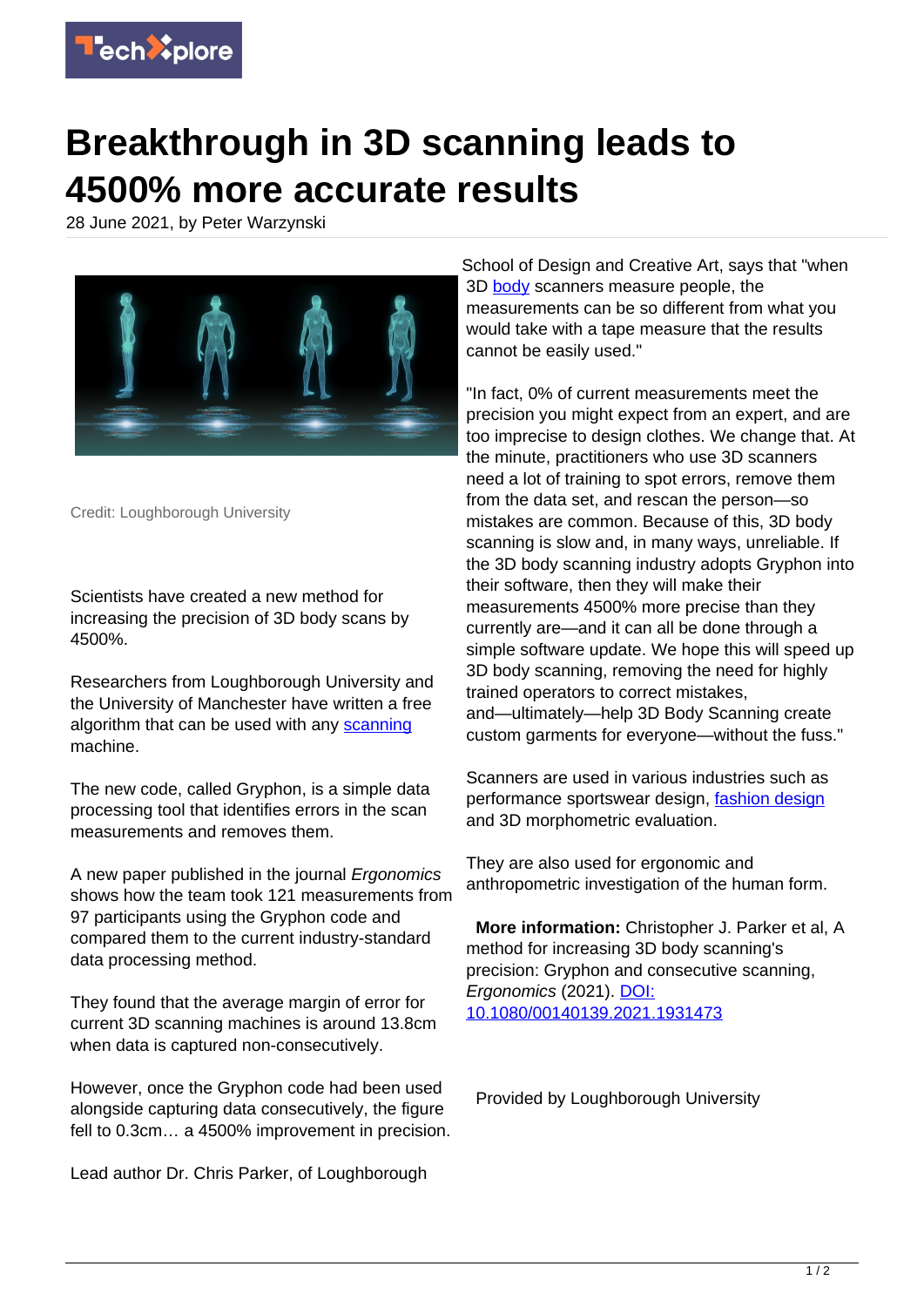# Breakthrough in 3D scanning leads to 4500% more accurate results

28 June 2021, by Peter Warzynski

Credit: Loughborough University

Scientists have created a new method for increasing the precision of 3D body scans by 4500%.

Researchers from Loughborough University and the University of Manchester have written a free algorithm that can be used with any scanning machine.

The new code, called Gryphon, is a simple data processing tool that identifies errors in the scan measurements and removes them.

A new paper published in the journal *Ergonomics* shows how the team took 121 measurements from 97 participants using the Gryphon code and compared them to the current industry-standard data processing method.

They found that the average margin of error for current 3D scanning machines is around 13.8cm when data is captured non-consecutively.

However, once the Gryphon code had been used alongside capturing data consecutively, the figure fell to 0.3cm… a 4500% improvement in precision.

Lead author Dr. Chris Parker, of Loughborough School of Design and Creative Art, says that "when 3D body scanners measure people, the measurements can be so different from what you would take with a tape measure that the results cannot be easily used."

"In fact, 0% of current measurements meet the precision you might expect from an expert, and are too imprecise to design clothes. We change that. At the minute, practitioners who use 3D scanners need a lot of training to spot errors, remove them from the data set, and rescan the person—so mistakes are common. Because of this, 3D body scanning is slow and, in many ways, unreliable. If the 3D body scanning industry adopts Gryphon into their software, then they will make their measurements 4500% more precise than they currently are—and it can all be done through a simple software update. We hope this will speed up 3D body scanning, removing the need for highly trained operators to correct mistakes, and—ultimately—help 3D Body Scanning create custom garments for everyone—without the fuss."

Scanners are used in various industries such as performance sportswear design, fashion design and 3D morphometric evaluation.

They are also used for ergonomic and anthropometric investigation of the human form.

**More information:** Christopher J. Parker et al, A method for increasing 3D body scanning's precision: Gryphon and consecutive scanning, *Ergonomics* (2021). DOI: 10.1080/00140139.2021.1931473

Provided by Loughborough University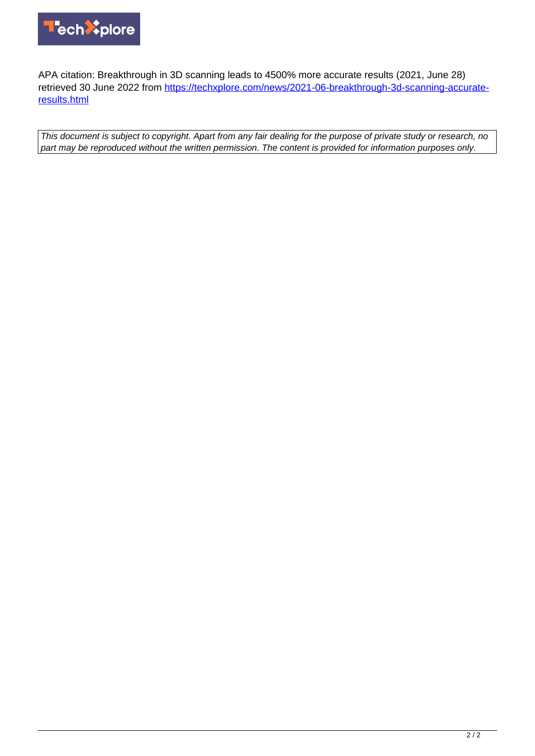APA citation: Breakthrough in 3D scanning leads to 4500% more accurate results (2021, June 28) retrieved 30 June 2022 from https://techxplore.com/news/2021-06-breakthrough-3d-scanning-accurate-results.html

*This document is subject to copyright. Apart from any fair dealing for the purpose of private study or research, no part may be reproduced without the written permission. The content is provided for information purposes only.*